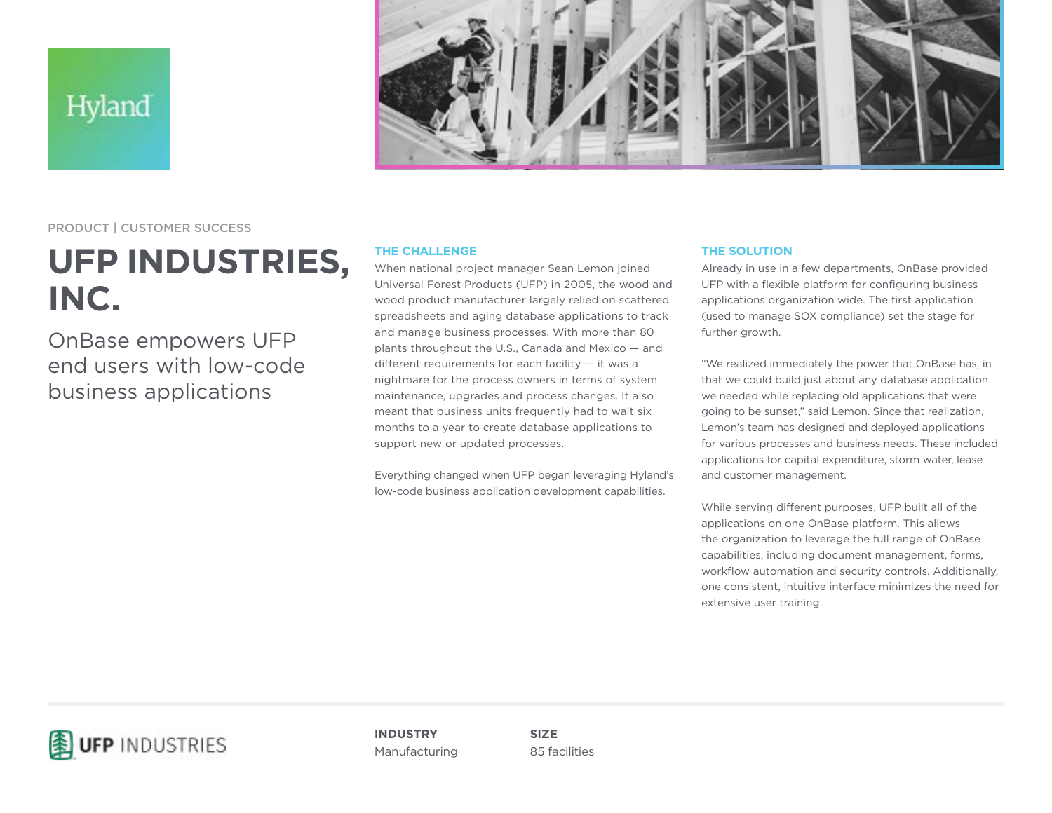PRODUCT | CUSTOMER SUCCESS

# UFP INDUSTRIES, INC.

OnBase empowers UFP end users with low-code business applications

## THE CHALLENGE

When national project manager Sean Lemon joined Universal Forest Products (UFP) in 2005, the wood and wood product manufacturer largely relied on scattered spreadsheets and aging database applications to track and manage business processes. With more than 80 plants throughout the U.S., Canada and Mexico — and different requirements for each facility — it was a nightmare for the process owners in terms of system maintenance, upgrades and process changes. It also meant that business units frequently had to wait six months to a year to create database applications to support new or updated processes.

Everything changed when UFP began leveraging Hyland's low-code business application development capabilities.

## THE SOLUTION

Already in use in a few departments, OnBase provided UFP with a flexible platform for configuring business applications organization wide. The first application (used to manage SOX compliance) set the stage for further growth.

"We realized immediately the power that OnBase has, in that we could build just about any database application we needed while replacing old applications that were going to be sunset," said Lemon. Since that realization, Lemon's team has designed and deployed applications for various processes and business needs. These included applications for capital expenditure, storm water, lease and customer management.

While serving different purposes, UFP built all of the applications on one OnBase platform. This allows the organization to leverage the full range of OnBase capabilities, including document management, forms, workflow automation and security controls. Additionally, one consistent, intuitive interface minimizes the need for extensive user training.

---

UFP INDUSTRIES

**INDUSTRY**
Manufacturing

**SIZE**
85 facilities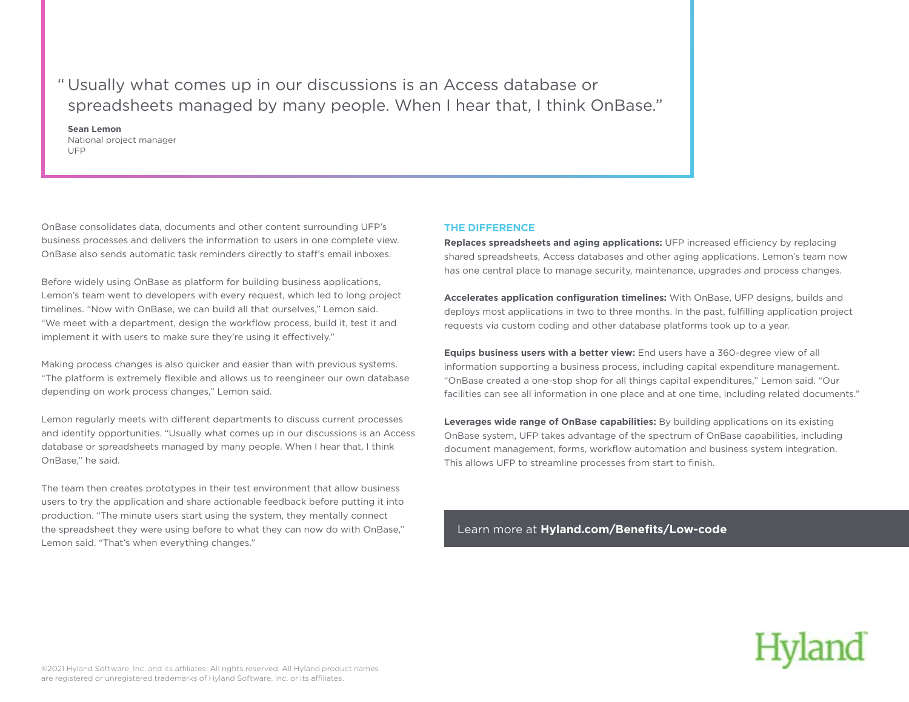> "Usually what comes up in our discussions is an Access database or spreadsheets managed by many people. When I hear that, I think OnBase."
>
> **Sean Lemon**
> National project manager
> UFP

OnBase consolidates data, documents and other content surrounding UFP's business processes and delivers the information to users in one complete view. OnBase also sends automatic task reminders directly to staff's email inboxes.

Before widely using OnBase as platform for building business applications, Lemon's team went to developers with every request, which led to long project timelines. "Now with OnBase, we can build all that ourselves," Lemon said. "We meet with a department, design the workflow process, build it, test it and implement it with users to make sure they're using it effectively."

Making process changes is also quicker and easier than with previous systems. "The platform is extremely flexible and allows us to reengineer our own database depending on work process changes," Lemon said.

Lemon regularly meets with different departments to discuss current processes and identify opportunities. "Usually what comes up in our discussions is an Access database or spreadsheets managed by many people. When I hear that, I think OnBase," he said.

The team then creates prototypes in their test environment that allow business users to try the application and share actionable feedback before putting it into production. "The minute users start using the system, they mentally connect the spreadsheet they were using before to what they can now do with OnBase," Lemon said. "That's when everything changes."

## THE DIFFERENCE

**Replaces spreadsheets and aging applications:** UFP increased efficiency by replacing shared spreadsheets, Access databases and other aging applications. Lemon's team now has one central place to manage security, maintenance, upgrades and process changes.

**Accelerates application configuration timelines:** With OnBase, UFP designs, builds and deploys most applications in two to three months. In the past, fulfilling application project requests via custom coding and other database platforms took up to a year.

**Equips business users with a better view:** End users have a 360-degree view of all information supporting a business process, including capital expenditure management. "OnBase created a one-stop shop for all things capital expenditures," Lemon said. "Our facilities can see all information in one place and at one time, including related documents."

**Leverages wide range of OnBase capabilities:** By building applications on its existing OnBase system, UFP takes advantage of the spectrum of OnBase capabilities, including document management, forms, workflow automation and business system integration. This allows UFP to streamline processes from start to finish.

Learn more at **Hyland.com/Benefits/Low-code**

Hyland

©2021 Hyland Software, Inc. and its affiliates. All rights reserved. All Hyland product names are registered or unregistered trademarks of Hyland Software, Inc. or its affiliates.